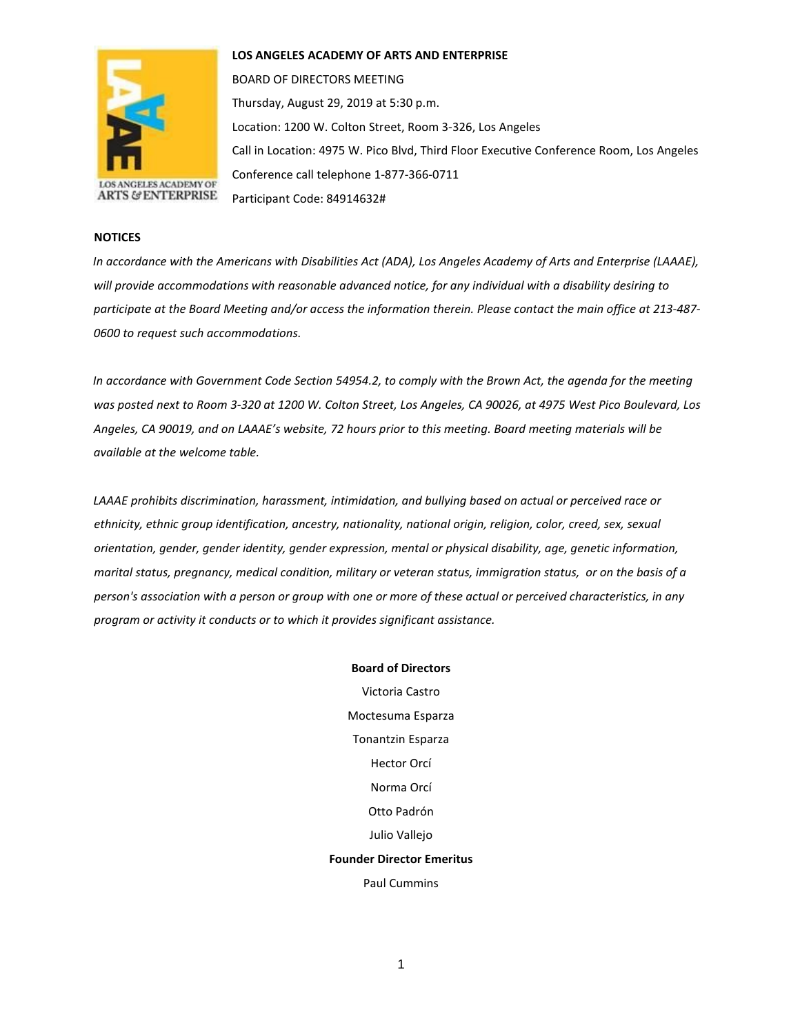**LOS ANGELES ACADEMY OF ARTS AND ENTERPRISE**

BOARD OF DIRECTORS MEETING

Thursday, August 29, 2019 at 5:30 p.m.

Location: 1200 W. Colton Street, Room 3-326, Los Angeles

Call in Location: 4975 W. Pico Blvd, Third Floor Executive Conference Room, Los Angeles

Conference call telephone 1-877-366-0711

Participant Code: 84914632#

**NOTICES**

*In accordance with the Americans with Disabilities Act (ADA), Los Angeles Academy of Arts and Enterprise (LAAAE), will provide accommodations with reasonable advanced notice, for any individual with a disability desiring to participate at the Board Meeting and/or access the information therein. Please contact the main office at 213-487-0600 to request such accommodations.*

*In accordance with Government Code Section 54954.2, to comply with the Brown Act, the agenda for the meeting was posted next to Room 3-320 at 1200 W. Colton Street, Los Angeles, CA 90026, at 4975 West Pico Boulevard, Los Angeles, CA 90019, and on LAAAE's website, 72 hours prior to this meeting. Board meeting materials will be available at the welcome table.*

*LAAAE prohibits discrimination, harassment, intimidation, and bullying based on actual or perceived race or ethnicity, ethnic group identification, ancestry, nationality, national origin, religion, color, creed, sex, sexual orientation, gender, gender identity, gender expression, mental or physical disability, age, genetic information, marital status, pregnancy, medical condition, military or veteran status, immigration status, or on the basis of a person's association with a person or group with one or more of these actual or perceived characteristics, in any program or activity it conducts or to which it provides significant assistance.*

**Board of Directors**

Victoria Castro

Moctesuma Esparza

Tonantzin Esparza

Hector Orcí

Norma Orcí

Otto Padrón

Julio Vallejo

**Founder Director Emeritus**

Paul Cummins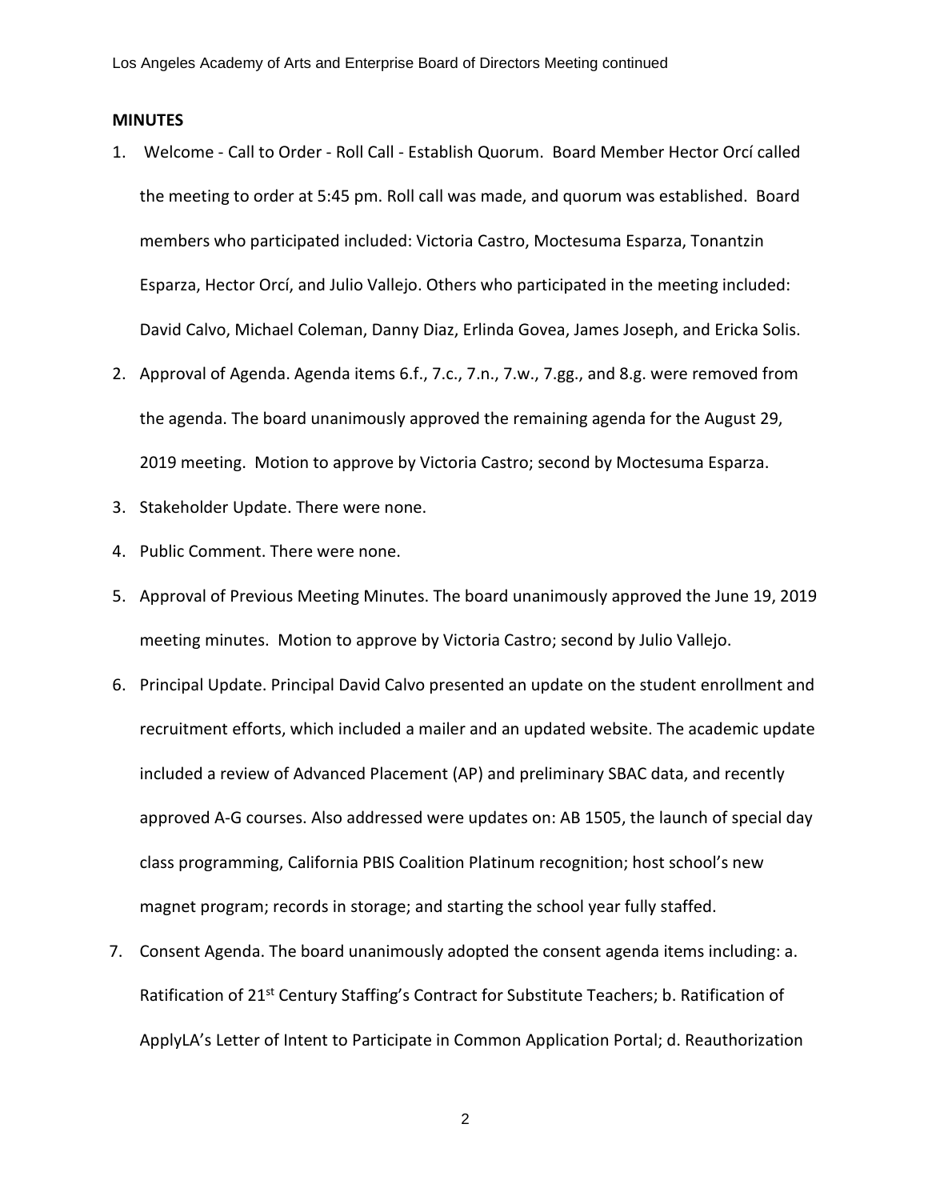**MINUTES**

1. Welcome - Call to Order - Roll Call - Establish Quorum. Board Member Hector Orcí called the meeting to order at 5:45 pm. Roll call was made, and quorum was established. Board members who participated included: Victoria Castro, Moctesuma Esparza, Tonantzin Esparza, Hector Orcí, and Julio Vallejo. Others who participated in the meeting included: David Calvo, Michael Coleman, Danny Diaz, Erlinda Govea, James Joseph, and Ericka Solis.
2. Approval of Agenda. Agenda items 6.f., 7.c., 7.n., 7.w., 7.gg., and 8.g. were removed from the agenda. The board unanimously approved the remaining agenda for the August 29, 2019 meeting. Motion to approve by Victoria Castro; second by Moctesuma Esparza.
3. Stakeholder Update. There were none.
4. Public Comment. There were none.
5. Approval of Previous Meeting Minutes. The board unanimously approved the June 19, 2019 meeting minutes. Motion to approve by Victoria Castro; second by Julio Vallejo.
6. Principal Update. Principal David Calvo presented an update on the student enrollment and recruitment efforts, which included a mailer and an updated website. The academic update included a review of Advanced Placement (AP) and preliminary SBAC data, and recently approved A-G courses. Also addressed were updates on: AB 1505, the launch of special day class programming, California PBIS Coalition Platinum recognition; host school's new magnet program; records in storage; and starting the school year fully staffed.
7. Consent Agenda. The board unanimously adopted the consent agenda items including: a. Ratification of 21st Century Staffing's Contract for Substitute Teachers; b. Ratification of ApplyLA's Letter of Intent to Participate in Common Application Portal; d. Reauthorization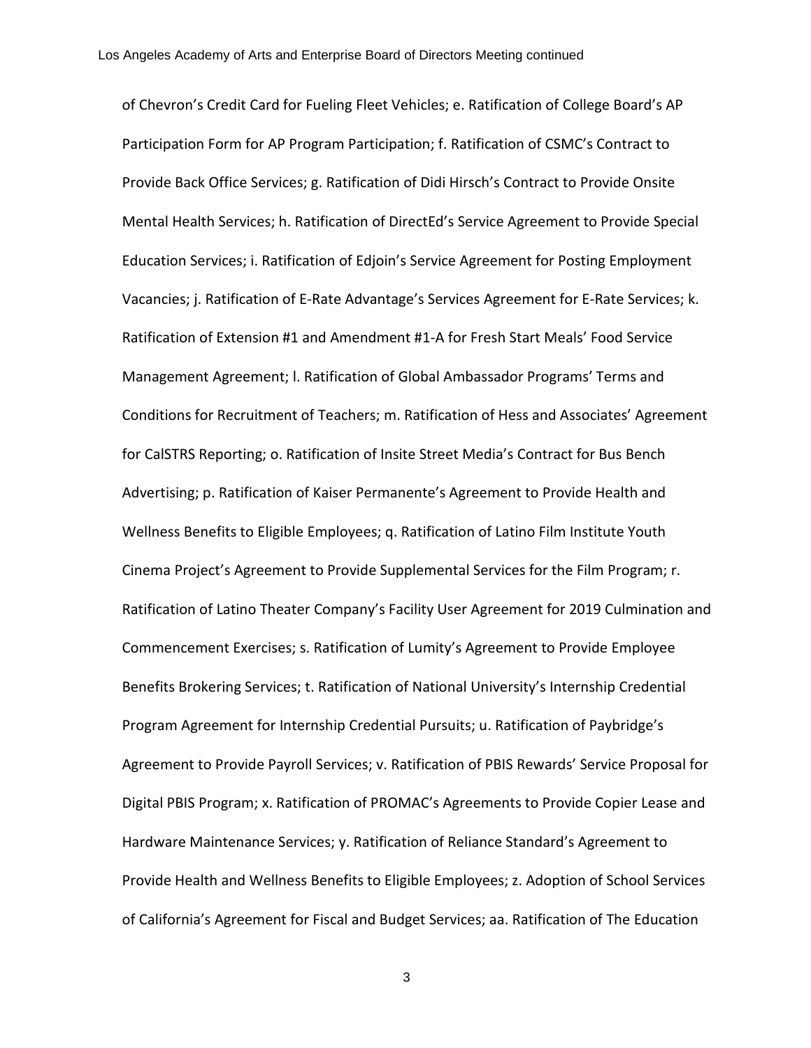of Chevron's Credit Card for Fueling Fleet Vehicles; e. Ratification of College Board's AP Participation Form for AP Program Participation; f. Ratification of CSMC's Contract to Provide Back Office Services; g. Ratification of Didi Hirsch's Contract to Provide Onsite Mental Health Services; h. Ratification of DirectEd's Service Agreement to Provide Special Education Services; i. Ratification of Edjoin's Service Agreement for Posting Employment Vacancies; j. Ratification of E-Rate Advantage's Services Agreement for E-Rate Services; k. Ratification of Extension #1 and Amendment #1-A for Fresh Start Meals' Food Service Management Agreement; l. Ratification of Global Ambassador Programs' Terms and Conditions for Recruitment of Teachers; m. Ratification of Hess and Associates' Agreement for CalSTRS Reporting; o. Ratification of Insite Street Media's Contract for Bus Bench Advertising; p. Ratification of Kaiser Permanente's Agreement to Provide Health and Wellness Benefits to Eligible Employees; q. Ratification of Latino Film Institute Youth Cinema Project's Agreement to Provide Supplemental Services for the Film Program; r. Ratification of Latino Theater Company's Facility User Agreement for 2019 Culmination and Commencement Exercises; s. Ratification of Lumity's Agreement to Provide Employee Benefits Brokering Services; t. Ratification of National University's Internship Credential Program Agreement for Internship Credential Pursuits; u. Ratification of Paybridge's Agreement to Provide Payroll Services; v. Ratification of PBIS Rewards' Service Proposal for Digital PBIS Program; x. Ratification of PROMAC's Agreements to Provide Copier Lease and Hardware Maintenance Services; y. Ratification of Reliance Standard's Agreement to Provide Health and Wellness Benefits to Eligible Employees; z. Adoption of School Services of California's Agreement for Fiscal and Budget Services; aa. Ratification of The Education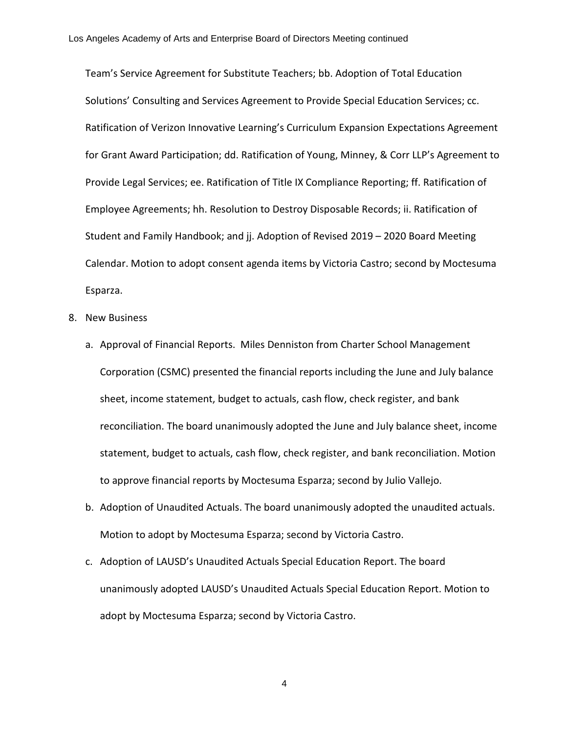Team's Service Agreement for Substitute Teachers; bb. Adoption of Total Education Solutions' Consulting and Services Agreement to Provide Special Education Services; cc. Ratification of Verizon Innovative Learning's Curriculum Expansion Expectations Agreement for Grant Award Participation; dd. Ratification of Young, Minney, & Corr LLP's Agreement to Provide Legal Services; ee. Ratification of Title IX Compliance Reporting; ff. Ratification of Employee Agreements; hh. Resolution to Destroy Disposable Records; ii. Ratification of Student and Family Handbook; and jj. Adoption of Revised 2019 – 2020 Board Meeting Calendar. Motion to adopt consent agenda items by Victoria Castro; second by Moctesuma Esparza.

8. New Business
   a. Approval of Financial Reports. Miles Denniston from Charter School Management Corporation (CSMC) presented the financial reports including the June and July balance sheet, income statement, budget to actuals, cash flow, check register, and bank reconciliation. The board unanimously adopted the June and July balance sheet, income statement, budget to actuals, cash flow, check register, and bank reconciliation. Motion to approve financial reports by Moctesuma Esparza; second by Julio Vallejo.
   b. Adoption of Unaudited Actuals. The board unanimously adopted the unaudited actuals. Motion to adopt by Moctesuma Esparza; second by Victoria Castro.
   c. Adoption of LAUSD's Unaudited Actuals Special Education Report. The board unanimously adopted LAUSD's Unaudited Actuals Special Education Report. Motion to adopt by Moctesuma Esparza; second by Victoria Castro.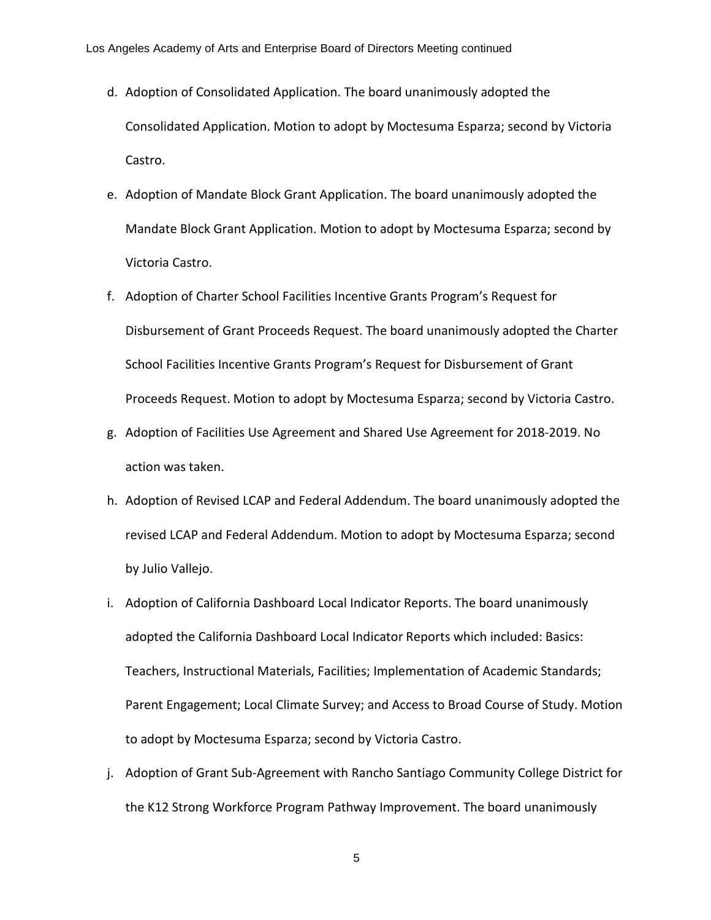d. Adoption of Consolidated Application. The board unanimously adopted the Consolidated Application. Motion to adopt by Moctesuma Esparza; second by Victoria Castro.

e. Adoption of Mandate Block Grant Application. The board unanimously adopted the Mandate Block Grant Application. Motion to adopt by Moctesuma Esparza; second by Victoria Castro.

f. Adoption of Charter School Facilities Incentive Grants Program's Request for Disbursement of Grant Proceeds Request. The board unanimously adopted the Charter School Facilities Incentive Grants Program's Request for Disbursement of Grant Proceeds Request. Motion to adopt by Moctesuma Esparza; second by Victoria Castro.

g. Adoption of Facilities Use Agreement and Shared Use Agreement for 2018-2019. No action was taken.

h. Adoption of Revised LCAP and Federal Addendum. The board unanimously adopted the revised LCAP and Federal Addendum. Motion to adopt by Moctesuma Esparza; second by Julio Vallejo.

i. Adoption of California Dashboard Local Indicator Reports. The board unanimously adopted the California Dashboard Local Indicator Reports which included: Basics: Teachers, Instructional Materials, Facilities; Implementation of Academic Standards; Parent Engagement; Local Climate Survey; and Access to Broad Course of Study. Motion to adopt by Moctesuma Esparza; second by Victoria Castro.

j. Adoption of Grant Sub-Agreement with Rancho Santiago Community College District for the K12 Strong Workforce Program Pathway Improvement. The board unanimously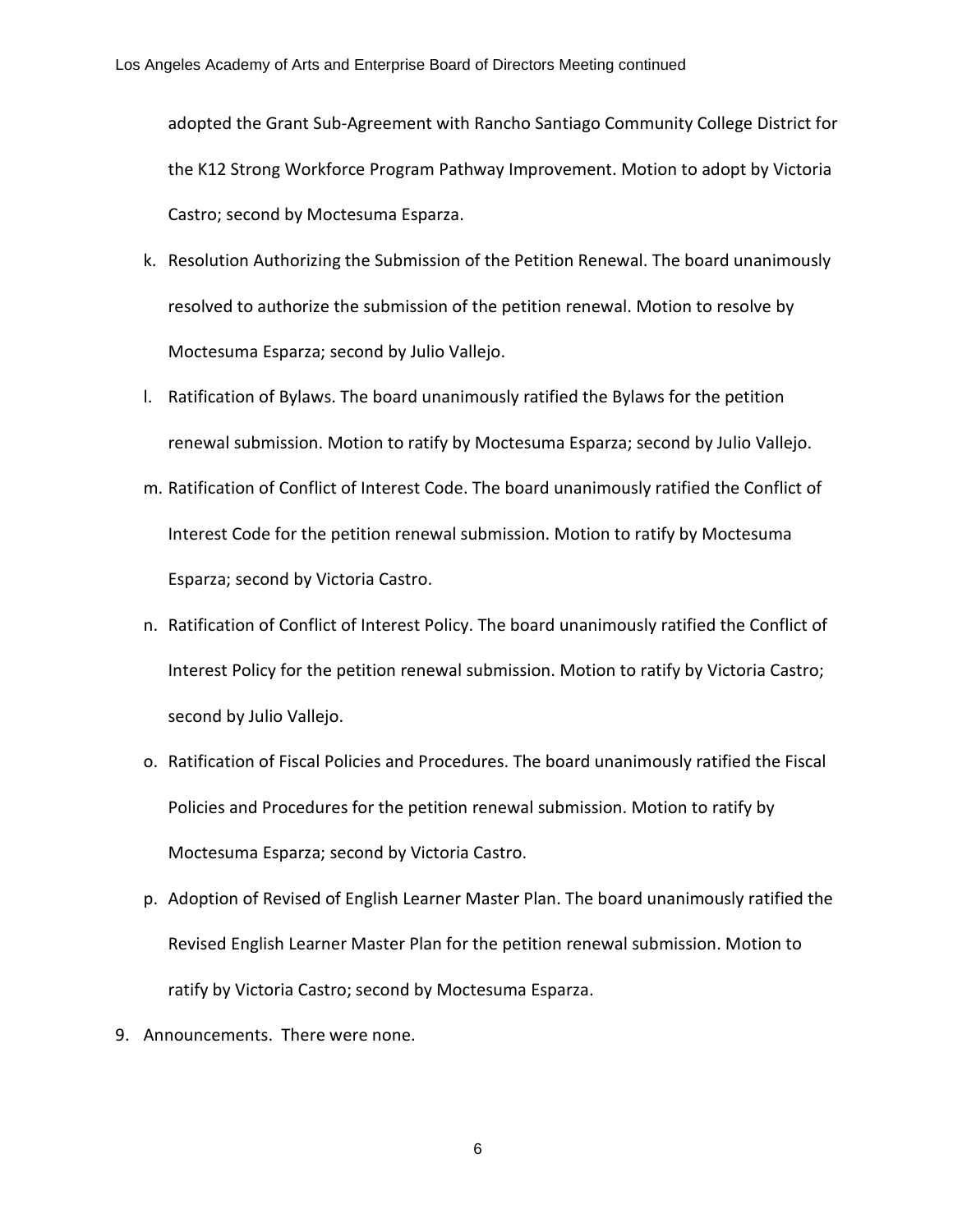adopted the Grant Sub-Agreement with Rancho Santiago Community College District for the K12 Strong Workforce Program Pathway Improvement. Motion to adopt by Victoria Castro; second by Moctesuma Esparza.

k. Resolution Authorizing the Submission of the Petition Renewal. The board unanimously resolved to authorize the submission of the petition renewal. Motion to resolve by Moctesuma Esparza; second by Julio Vallejo.

l. Ratification of Bylaws. The board unanimously ratified the Bylaws for the petition renewal submission. Motion to ratify by Moctesuma Esparza; second by Julio Vallejo.

m. Ratification of Conflict of Interest Code. The board unanimously ratified the Conflict of Interest Code for the petition renewal submission. Motion to ratify by Moctesuma Esparza; second by Victoria Castro.

n. Ratification of Conflict of Interest Policy. The board unanimously ratified the Conflict of Interest Policy for the petition renewal submission. Motion to ratify by Victoria Castro; second by Julio Vallejo.

o. Ratification of Fiscal Policies and Procedures. The board unanimously ratified the Fiscal Policies and Procedures for the petition renewal submission. Motion to ratify by Moctesuma Esparza; second by Victoria Castro.

p. Adoption of Revised of English Learner Master Plan. The board unanimously ratified the Revised English Learner Master Plan for the petition renewal submission. Motion to ratify by Victoria Castro; second by Moctesuma Esparza.

9. Announcements. There were none.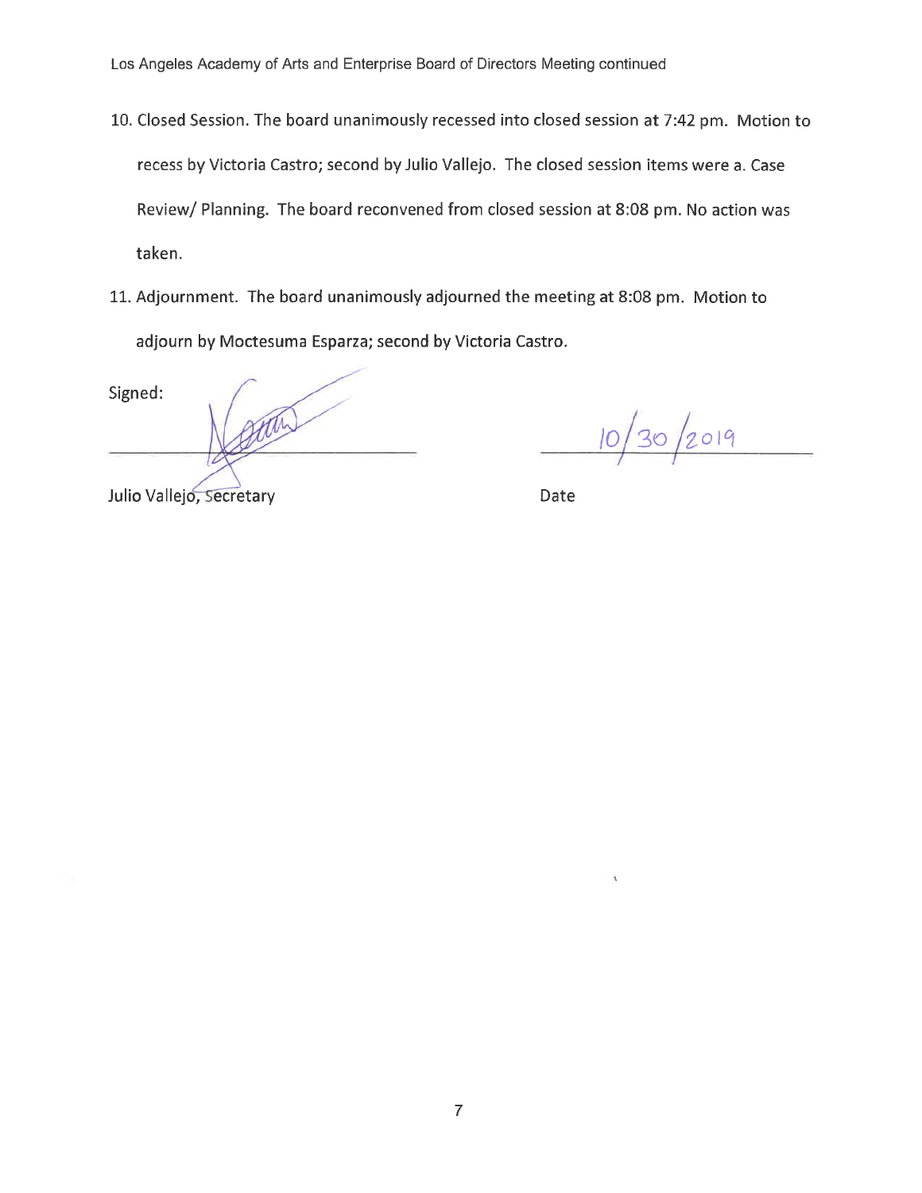10. Closed Session. The board unanimously recessed into closed session at 7:42 pm. Motion to recess by Victoria Castro; second by Julio Vallejo. The closed session items were a. Case Review/ Planning. The board reconvened from closed session at 8:08 pm. No action was taken.

11. Adjournment. The board unanimously adjourned the meeting at 8:08 pm. Motion to adjourn by Moctesuma Esparza; second by Victoria Castro.

Signed: ______________________ 10/30/2019

Julio Vallejo, Secretary Date